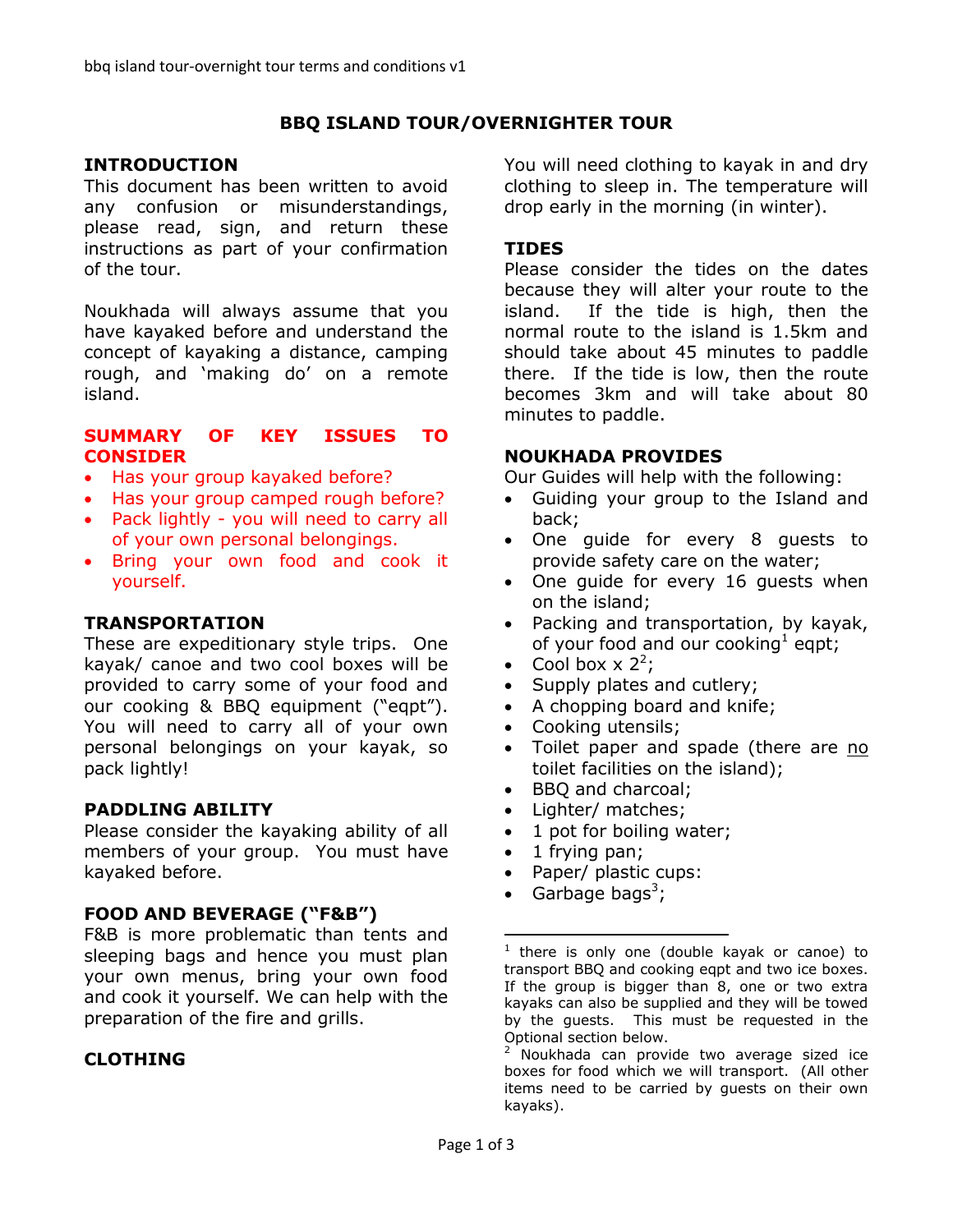# BBQ ISLAND TOUR/OVERNIGHTER TOUR

## INTRODUCTION

This document has been written to avoid any confusion or misunderstandings, please read, sign, and return these instructions as part of your confirmation of the tour.

Noukhada will always assume that you have kayaked before and understand the concept of kayaking a distance, camping rough, and 'making do' on a remote island.

## SUMMARY OF KEY ISSUES TO CONSIDER

- Has your group kayaked before?
- Has your group camped rough before?
- Pack lightly - you will need to carry all of your own personal belongings.
- Bring your own food and cook it yourself.

## TRANSPORTATION

These are expeditionary style trips. One kayak/ canoe and two cool boxes will be provided to carry some of your food and our cooking & BBQ equipment ("eqpt"). You will need to carry all of your own personal belongings on your kayak, so pack lightly!

## PADDLING ABILITY

Please consider the kayaking ability of all members of your group. You must have kayaked before.

## FOOD AND BEVERAGE ("F&B")

F&B is more problematic than tents and sleeping bags and hence you must plan your own menus, bring your own food and cook it yourself. We can help with the preparation of the fire and grills.

## CLOTHING

You will need clothing to kayak in and dry clothing to sleep in. The temperature will drop early in the morning (in winter).

## TIDES

Please consider the tides on the dates because they will alter your route to the island. If the tide is high, then the normal route to the island is 1.5km and should take about 45 minutes to paddle there. If the tide is low, then the route becomes 3km and will take about 80 minutes to paddle.

## NOUKHADA PROVIDES

Our Guides will help with the following:

- Guiding your group to the Island and back;
- One guide for every 8 guests to provide safety care on the water;
- One guide for every 16 guests when on the island;
- Packing and transportation, by kayak, of your food and our cooking[1] eqpt;
- Cool box x 2[2];
- Supply plates and cutlery;
- A chopping board and knife;
- Cooking utensils;
- Toilet paper and spade (there are no toilet facilities on the island);
- BBQ and charcoal;
- Lighter/ matches;
- 1 pot for boiling water;
- 1 frying pan;
- Paper/ plastic cups:
- Garbage bags[3];

---

[1] there is only one (double kayak or canoe) to transport BBQ and cooking eqpt and two ice boxes. If the group is bigger than 8, one or two extra kayaks can also be supplied and they will be towed by the guests. This must be requested in the Optional section below.

[2] Noukhada can provide two average sized ice boxes for food which we will transport. (All other items need to be carried by guests on their own kayaks).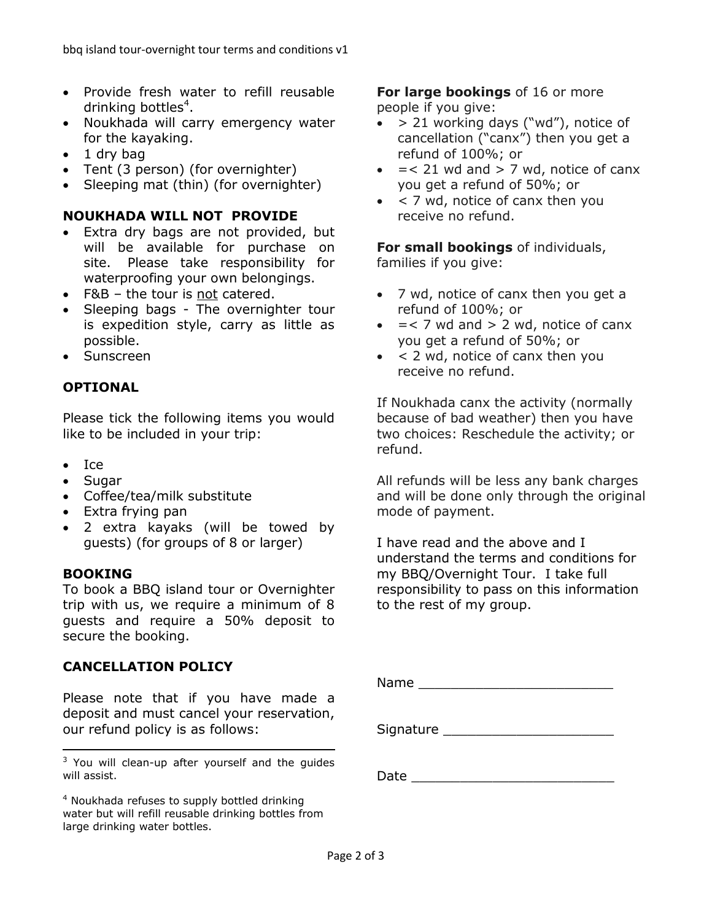- Provide fresh water to refill reusable drinking bottles[4].
- Noukhada will carry emergency water for the kayaking.
- 1 dry bag
- Tent (3 person) (for overnighter)
- Sleeping mat (thin) (for overnighter)

**NOUKHADA WILL NOT PROVIDE**

- Extra dry bags are not provided, but will be available for purchase on site. Please take responsibility for waterproofing your own belongings.
- F&B – the tour is <u>not</u> catered.
- Sleeping bags - The overnighter tour is expedition style, carry as little as possible.
- Sunscreen

**OPTIONAL**

Please tick the following items you would like to be included in your trip:

- Ice
- Sugar
- Coffee/tea/milk substitute
- Extra frying pan
- 2 extra kayaks (will be towed by guests) (for groups of 8 or larger)

**BOOKING**

To book a BBQ island tour or Overnighter trip with us, we require a minimum of 8 guests and require a 50% deposit to secure the booking.

**CANCELLATION POLICY**

Please note that if you have made a deposit and must cancel your reservation, our refund policy is as follows:

**For large bookings** of 16 or more people if you give:

- > 21 working days ("wd"), notice of cancellation ("canx") then you get a refund of 100%; or
- =< 21 wd and > 7 wd, notice of canx you get a refund of 50%; or
- < 7 wd, notice of canx then you receive no refund.

**For small bookings** of individuals, families if you give:

- 7 wd, notice of canx then you get a refund of 100%; or
- =< 7 wd and > 2 wd, notice of canx you get a refund of 50%; or
- < 2 wd, notice of canx then you receive no refund.

If Noukhada canx the activity (normally because of bad weather) then you have two choices: Reschedule the activity; or refund.

All refunds will be less any bank charges and will be done only through the original mode of payment.

I have read and the above and I understand the terms and conditions for my BBQ/Overnight Tour. I take full responsibility to pass on this information to the rest of my group.

Name \_\_\_\_\_\_\_\_\_\_\_\_\_\_\_\_\_\_\_\_\_\_\_\_

Signature \_\_\_\_\_\_\_\_\_\_\_\_\_\_\_\_\_\_\_\_\_\_

Date \_\_\_\_\_\_\_\_\_\_\_\_\_\_\_\_\_\_\_\_\_\_\_\_\_

---

[3] You will clean-up after yourself and the guides will assist.

[4] Noukhada refuses to supply bottled drinking water but will refill reusable drinking bottles from large drinking water bottles.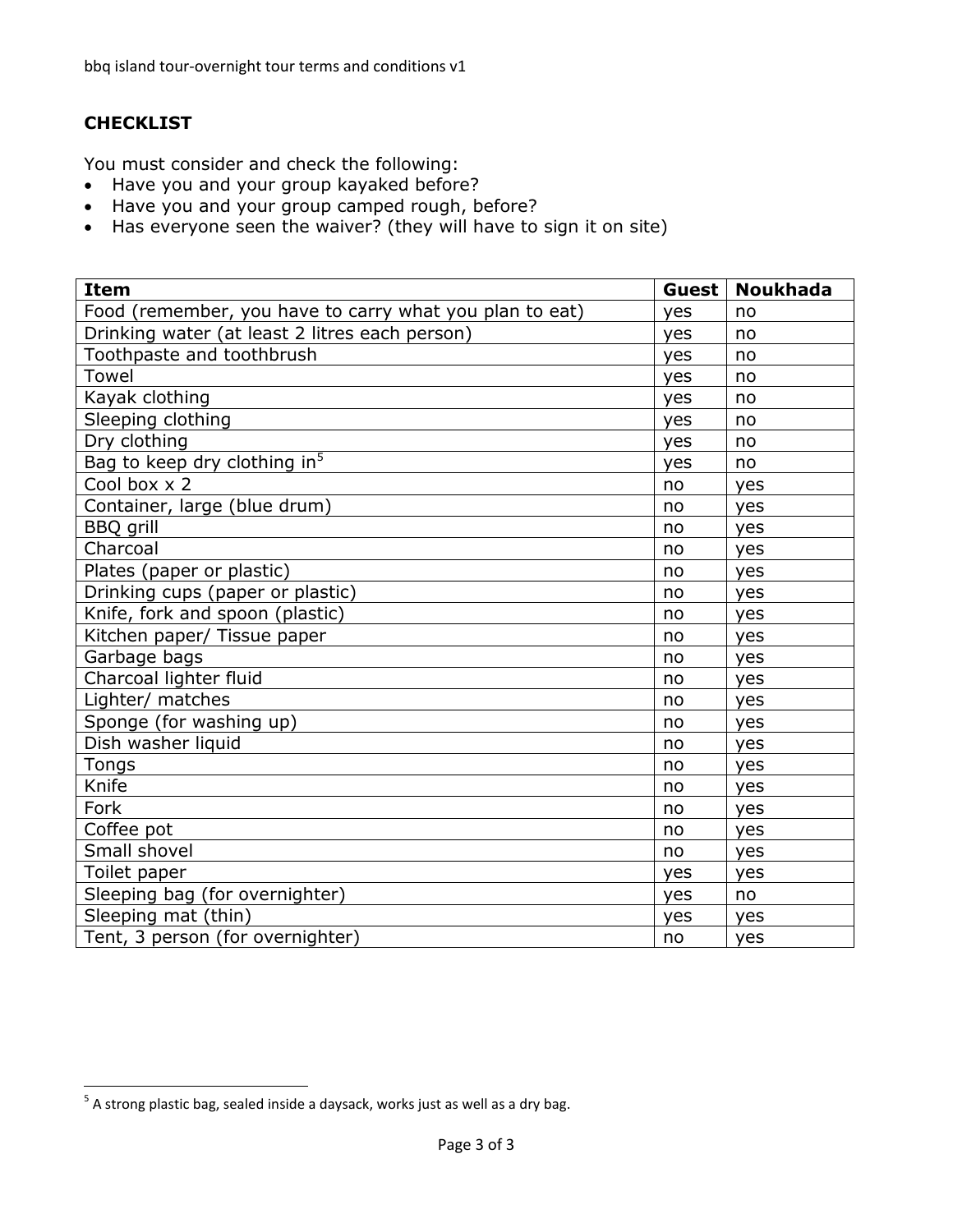## CHECKLIST

You must consider and check the following:

- Have you and your group kayaked before?
- Have you and your group camped rough, before?
- Has everyone seen the waiver? (they will have to sign it on site)

| Item | Guest | Noukhada |
|---|---|---|
| Food (remember, you have to carry what you plan to eat) | yes | no |
| Drinking water (at least 2 litres each person) | yes | no |
| Toothpaste and toothbrush | yes | no |
| Towel | yes | no |
| Kayak clothing | yes | no |
| Sleeping clothing | yes | no |
| Dry clothing | yes | no |
| Bag to keep dry clothing in[5] | yes | no |
| Cool box x 2 | no | yes |
| Container, large (blue drum) | no | yes |
| BBQ grill | no | yes |
| Charcoal | no | yes |
| Plates (paper or plastic) | no | yes |
| Drinking cups (paper or plastic) | no | yes |
| Knife, fork and spoon (plastic) | no | yes |
| Kitchen paper/ Tissue paper | no | yes |
| Garbage bags | no | yes |
| Charcoal lighter fluid | no | yes |
| Lighter/ matches | no | yes |
| Sponge (for washing up) | no | yes |
| Dish washer liquid | no | yes |
| Tongs | no | yes |
| Knife | no | yes |
| Fork | no | yes |
| Coffee pot | no | yes |
| Small shovel | no | yes |
| Toilet paper | yes | yes |
| Sleeping bag (for overnighter) | yes | no |
| Sleeping mat (thin) | yes | yes |
| Tent, 3 person (for overnighter) | no | yes |

[5] A strong plastic bag, sealed inside a daysack, works just as well as a dry bag.